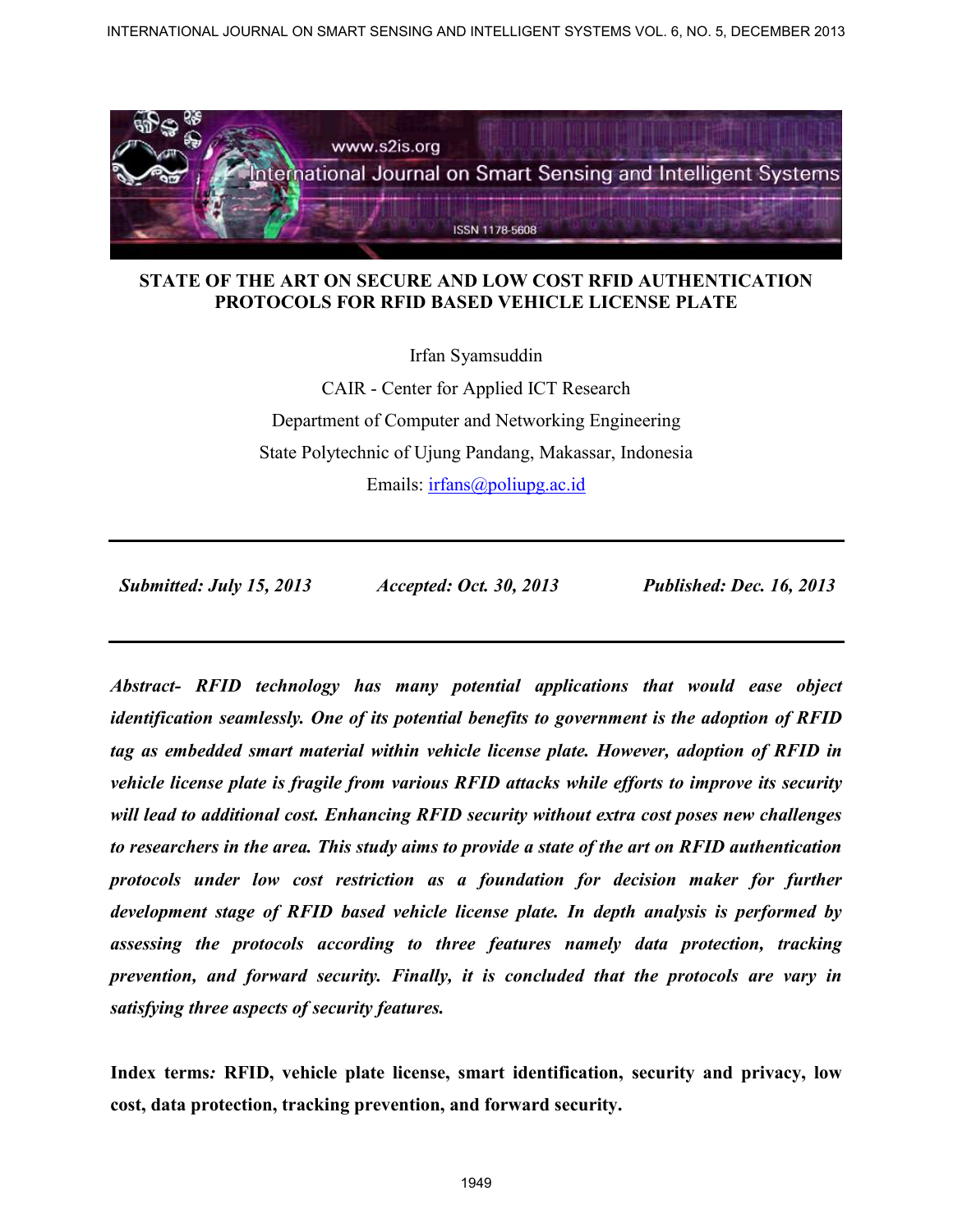# STATE OF THE ART ON SECURE AND LOW COST RFID AUTHENTICATION PROTOCOLS FOR RFID BASED VEHICLE LICENSE PLATE

Irfan Syamsuddin

CAIR - Center for Applied ICT Research

Department of Computer and Networking Engineering

State Polytechnic of Ujung Pandang, Makassar, Indonesia

Emails: irfans@poliupg.ac.id

---

***Submitted: July 15, 2013*** ***Accepted: Oct. 30, 2013*** ***Published: Dec. 16, 2013***

---

***Abstract- RFID technology has many potential applications that would ease object identification seamlessly. One of its potential benefits to government is the adoption of RFID tag as embedded smart material within vehicle license plate. However, adoption of RFID in vehicle license plate is fragile from various RFID attacks while efforts to improve its security will lead to additional cost. Enhancing RFID security without extra cost poses new challenges to researchers in the area. This study aims to provide a state of the art on RFID authentication protocols under low cost restriction as a foundation for decision maker for further development stage of RFID based vehicle license plate. In depth analysis is performed by assessing the protocols according to three features namely data protection, tracking prevention, and forward security. Finally, it is concluded that the protocols are vary in satisfying three aspects of security features.***

**Index terms*:* RFID, vehicle plate license, smart identification, security and privacy, low cost, data protection, tracking prevention, and forward security.**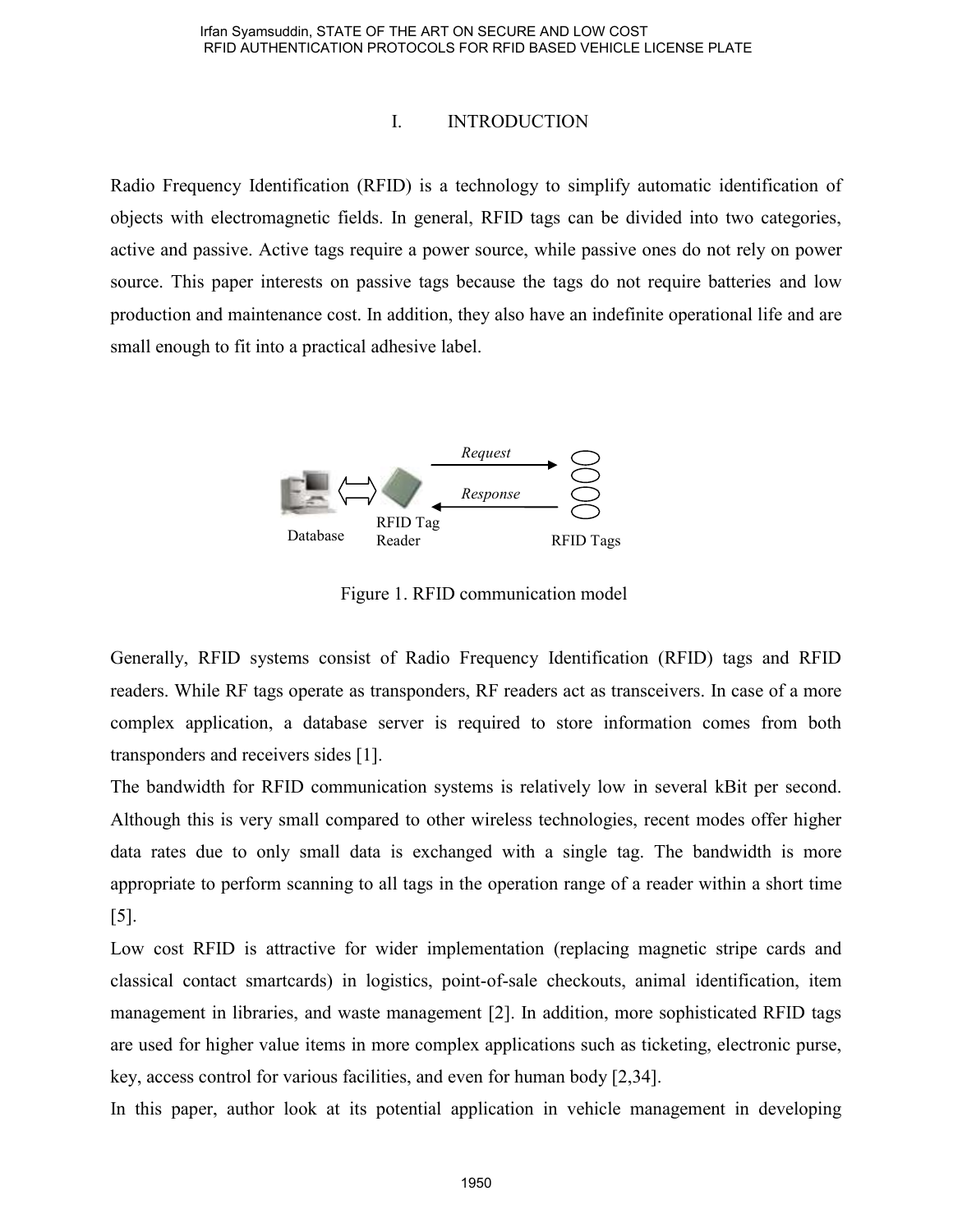# I. INTRODUCTION

Radio Frequency Identification (RFID) is a technology to simplify automatic identification of objects with electromagnetic fields. In general, RFID tags can be divided into two categories, active and passive. Active tags require a power source, while passive ones do not rely on power source. This paper interests on passive tags because the tags do not require batteries and low production and maintenance cost. In addition, they also have an indefinite operational life and are small enough to fit into a practical adhesive label.

Database RFID Tag Reader Request Response RFID Tags

Figure 1. RFID communication model

Generally, RFID systems consist of Radio Frequency Identification (RFID) tags and RFID readers. While RF tags operate as transponders, RF readers act as transceivers. In case of a more complex application, a database server is required to store information comes from both transponders and receivers sides [1].

The bandwidth for RFID communication systems is relatively low in several kBit per second. Although this is very small compared to other wireless technologies, recent modes offer higher data rates due to only small data is exchanged with a single tag. The bandwidth is more appropriate to perform scanning to all tags in the operation range of a reader within a short time [5].

Low cost RFID is attractive for wider implementation (replacing magnetic stripe cards and classical contact smartcards) in logistics, point-of-sale checkouts, animal identification, item management in libraries, and waste management [2]. In addition, more sophisticated RFID tags are used for higher value items in more complex applications such as ticketing, electronic purse, key, access control for various facilities, and even for human body [2,34].

In this paper, author look at its potential application in vehicle management in developing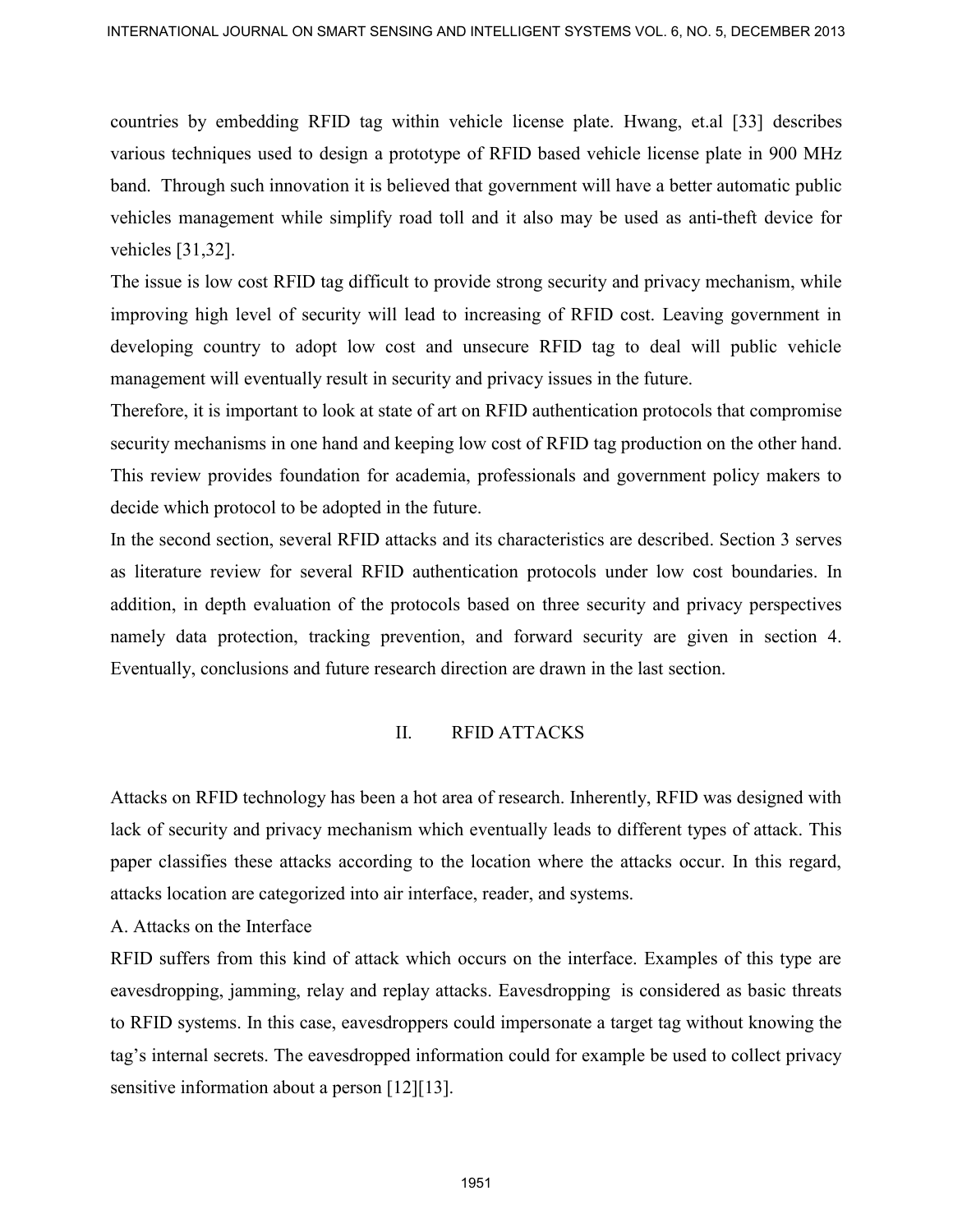countries by embedding RFID tag within vehicle license plate. Hwang, et.al [33] describes various techniques used to design a prototype of RFID based vehicle license plate in 900 MHz band. Through such innovation it is believed that government will have a better automatic public vehicles management while simplify road toll and it also may be used as anti-theft device for vehicles [31,32].

The issue is low cost RFID tag difficult to provide strong security and privacy mechanism, while improving high level of security will lead to increasing of RFID cost. Leaving government in developing country to adopt low cost and unsecure RFID tag to deal will public vehicle management will eventually result in security and privacy issues in the future.

Therefore, it is important to look at state of art on RFID authentication protocols that compromise security mechanisms in one hand and keeping low cost of RFID tag production on the other hand. This review provides foundation for academia, professionals and government policy makers to decide which protocol to be adopted in the future.

In the second section, several RFID attacks and its characteristics are described. Section 3 serves as literature review for several RFID authentication protocols under low cost boundaries. In addition, in depth evaluation of the protocols based on three security and privacy perspectives namely data protection, tracking prevention, and forward security are given in section 4. Eventually, conclusions and future research direction are drawn in the last section.

## II. RFID ATTACKS

Attacks on RFID technology has been a hot area of research. Inherently, RFID was designed with lack of security and privacy mechanism which eventually leads to different types of attack. This paper classifies these attacks according to the location where the attacks occur. In this regard, attacks location are categorized into air interface, reader, and systems.

### A. Attacks on the Interface

RFID suffers from this kind of attack which occurs on the interface. Examples of this type are eavesdropping, jamming, relay and replay attacks. Eavesdropping is considered as basic threats to RFID systems. In this case, eavesdroppers could impersonate a target tag without knowing the tag's internal secrets. The eavesdropped information could for example be used to collect privacy sensitive information about a person [12][13].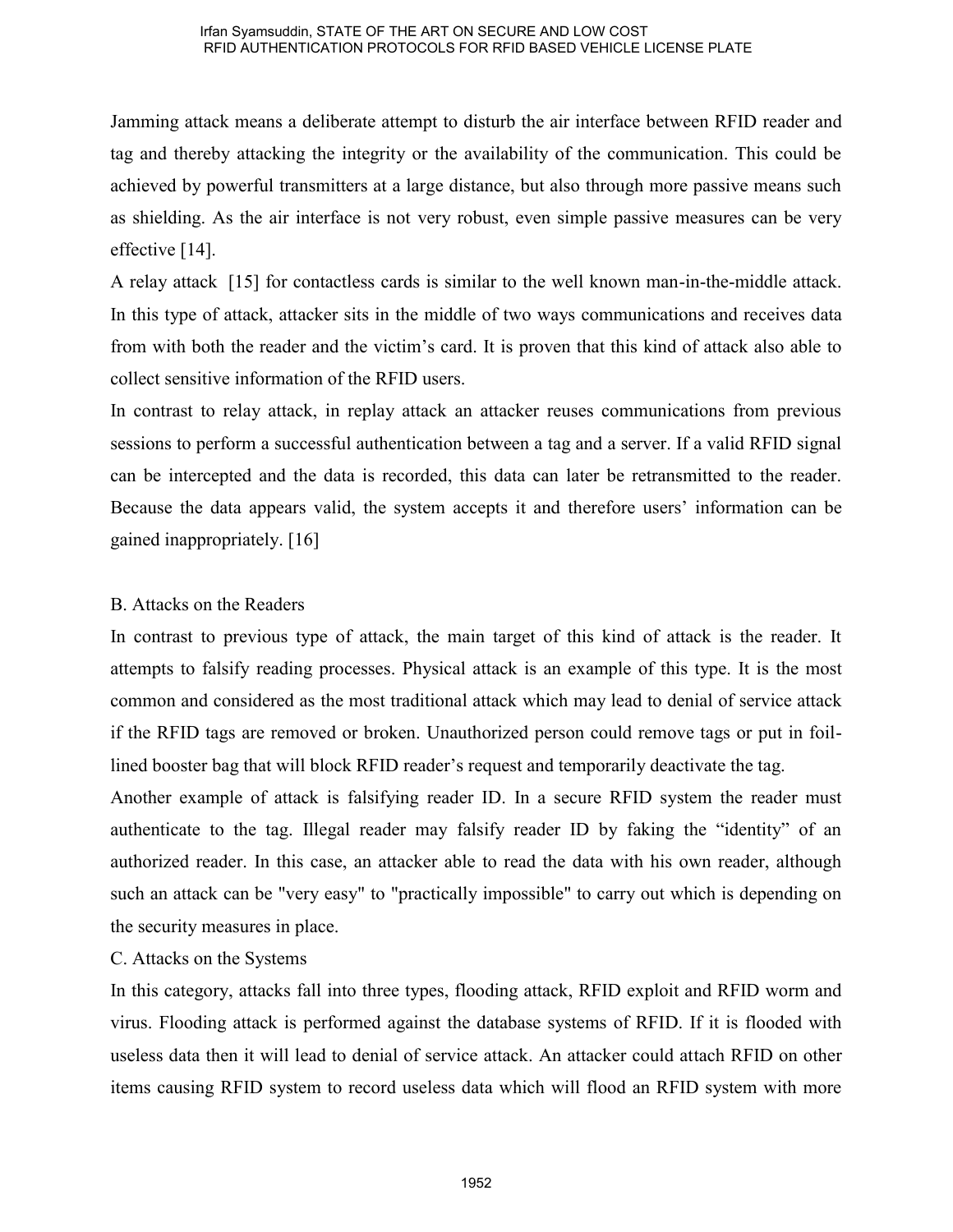Jamming attack means a deliberate attempt to disturb the air interface between RFID reader and tag and thereby attacking the integrity or the availability of the communication. This could be achieved by powerful transmitters at a large distance, but also through more passive means such as shielding. As the air interface is not very robust, even simple passive measures can be very effective [14].

A relay attack [15] for contactless cards is similar to the well known man-in-the-middle attack. In this type of attack, attacker sits in the middle of two ways communications and receives data from with both the reader and the victim's card. It is proven that this kind of attack also able to collect sensitive information of the RFID users.

In contrast to relay attack, in replay attack an attacker reuses communications from previous sessions to perform a successful authentication between a tag and a server. If a valid RFID signal can be intercepted and the data is recorded, this data can later be retransmitted to the reader. Because the data appears valid, the system accepts it and therefore users' information can be gained inappropriately. [16]

### B. Attacks on the Readers

In contrast to previous type of attack, the main target of this kind of attack is the reader. It attempts to falsify reading processes. Physical attack is an example of this type. It is the most common and considered as the most traditional attack which may lead to denial of service attack if the RFID tags are removed or broken. Unauthorized person could remove tags or put in foil-lined booster bag that will block RFID reader's request and temporarily deactivate the tag.

Another example of attack is falsifying reader ID. In a secure RFID system the reader must authenticate to the tag. Illegal reader may falsify reader ID by faking the "identity" of an authorized reader. In this case, an attacker able to read the data with his own reader, although such an attack can be "very easy" to "practically impossible" to carry out which is depending on the security measures in place.

### C. Attacks on the Systems

In this category, attacks fall into three types, flooding attack, RFID exploit and RFID worm and virus. Flooding attack is performed against the database systems of RFID. If it is flooded with useless data then it will lead to denial of service attack. An attacker could attach RFID on other items causing RFID system to record useless data which will flood an RFID system with more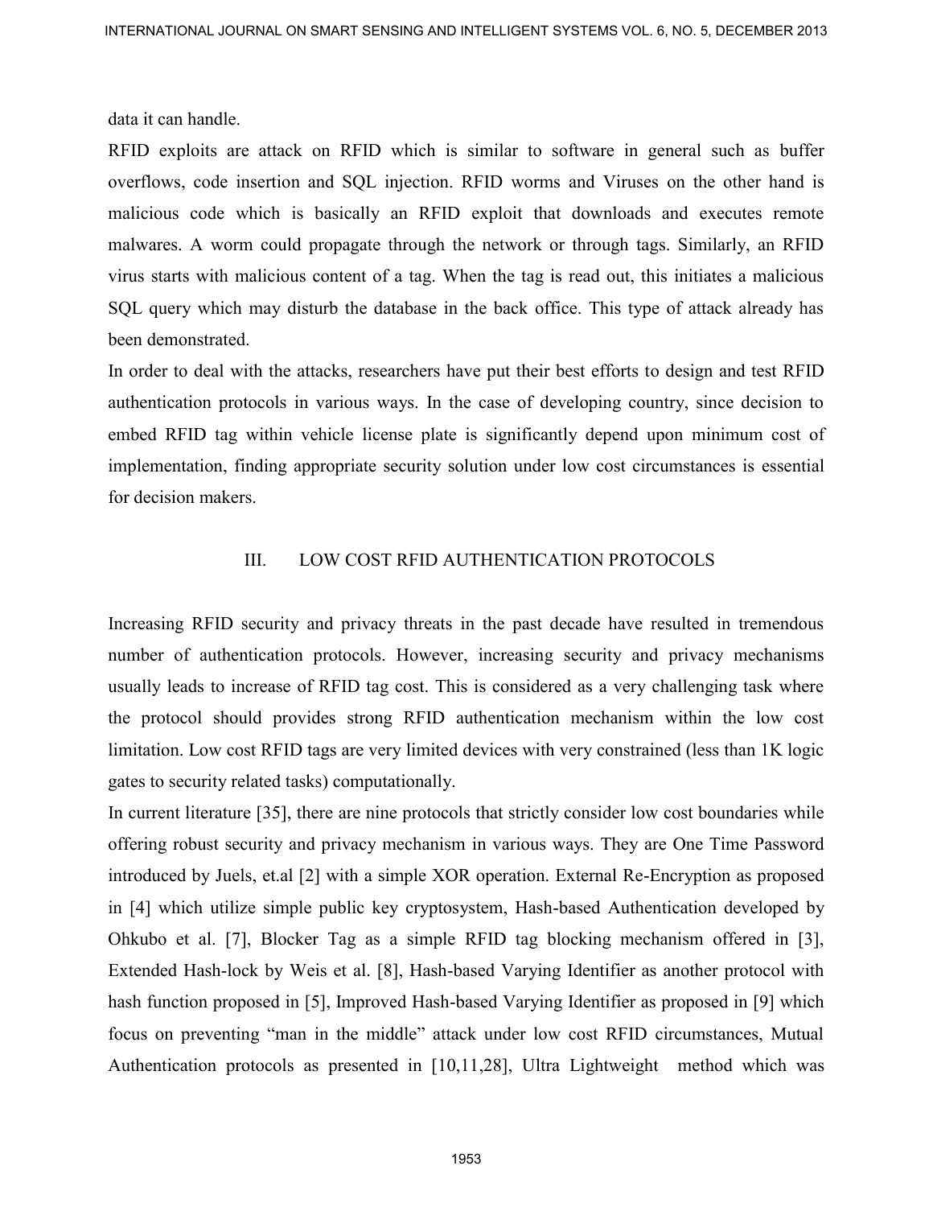data it can handle.

RFID exploits are attack on RFID which is similar to software in general such as buffer overflows, code insertion and SQL injection. RFID worms and Viruses on the other hand is malicious code which is basically an RFID exploit that downloads and executes remote malwares. A worm could propagate through the network or through tags. Similarly, an RFID virus starts with malicious content of a tag. When the tag is read out, this initiates a malicious SQL query which may disturb the database in the back office. This type of attack already has been demonstrated.

In order to deal with the attacks, researchers have put their best efforts to design and test RFID authentication protocols in various ways. In the case of developing country, since decision to embed RFID tag within vehicle license plate is significantly depend upon minimum cost of implementation, finding appropriate security solution under low cost circumstances is essential for decision makers.

## III. LOW COST RFID AUTHENTICATION PROTOCOLS

Increasing RFID security and privacy threats in the past decade have resulted in tremendous number of authentication protocols. However, increasing security and privacy mechanisms usually leads to increase of RFID tag cost. This is considered as a very challenging task where the protocol should provides strong RFID authentication mechanism within the low cost limitation. Low cost RFID tags are very limited devices with very constrained (less than 1K logic gates to security related tasks) computationally.

In current literature [35], there are nine protocols that strictly consider low cost boundaries while offering robust security and privacy mechanism in various ways. They are One Time Password introduced by Juels, et.al [2] with a simple XOR operation. External Re-Encryption as proposed in [4] which utilize simple public key cryptosystem, Hash-based Authentication developed by Ohkubo et al. [7], Blocker Tag as a simple RFID tag blocking mechanism offered in [3], Extended Hash-lock by Weis et al. [8], Hash-based Varying Identifier as another protocol with hash function proposed in [5], Improved Hash-based Varying Identifier as proposed in [9] which focus on preventing "man in the middle" attack under low cost RFID circumstances, Mutual Authentication protocols as presented in [10,11,28], Ultra Lightweight method which was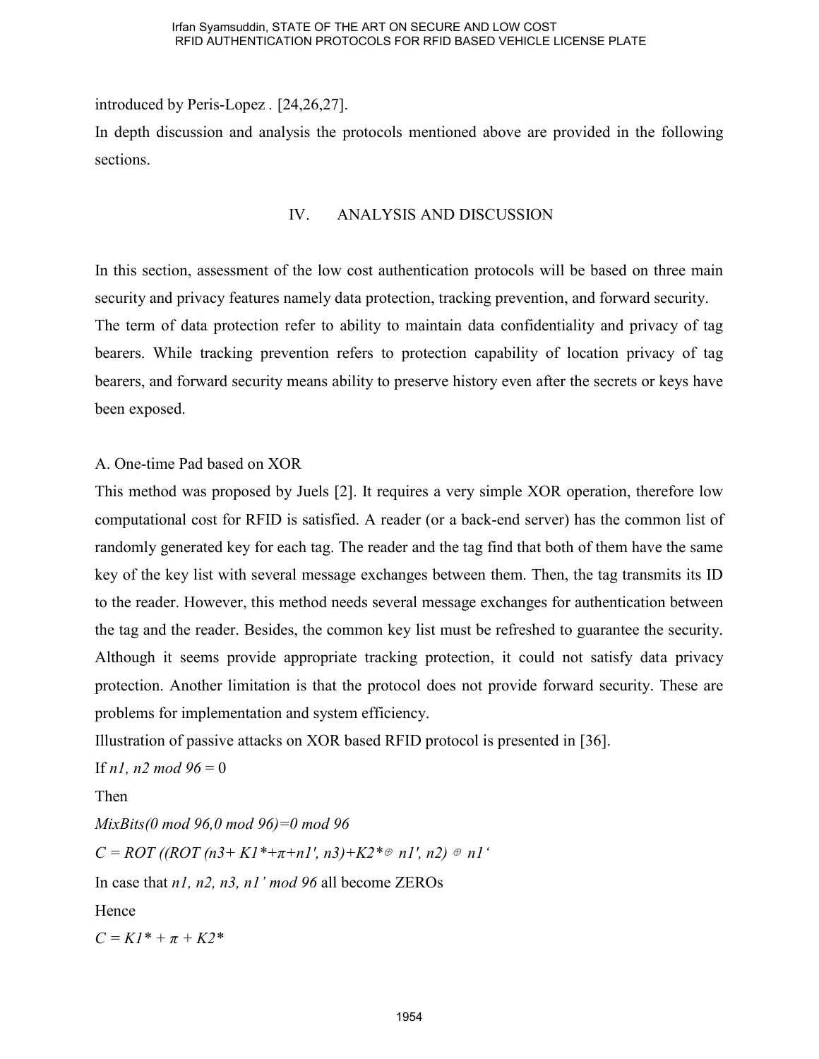introduced by Peris-Lopez . [24,26,27].

In depth discussion and analysis the protocols mentioned above are provided in the following sections.

## IV. ANALYSIS AND DISCUSSION

In this section, assessment of the low cost authentication protocols will be based on three main security and privacy features namely data protection, tracking prevention, and forward security. The term of data protection refer to ability to maintain data confidentiality and privacy of tag bearers. While tracking prevention refers to protection capability of location privacy of tag bearers, and forward security means ability to preserve history even after the secrets or keys have been exposed.

### A. One-time Pad based on XOR

This method was proposed by Juels [2]. It requires a very simple XOR operation, therefore low computational cost for RFID is satisfied. A reader (or a back-end server) has the common list of randomly generated key for each tag. The reader and the tag find that both of them have the same key of the key list with several message exchanges between them. Then, the tag transmits its ID to the reader. However, this method needs several message exchanges for authentication between the tag and the reader. Besides, the common key list must be refreshed to guarantee the security. Although it seems provide appropriate tracking protection, it could not satisfy data privacy protection. Another limitation is that the protocol does not provide forward security. These are problems for implementation and system efficiency.

Illustration of passive attacks on XOR based RFID protocol is presented in [36].

If $n1, n2 \bmod 96 = 0$

Then

$MixBits(0 \bmod 96, 0 \bmod 96) = 0 \bmod 96$

$C = ROT((ROT(n3 + K1^* + \pi + n1', n3) + K2^* \oplus n1', n2) \oplus n1'$

In case that $n1, n2, n3, n1' \bmod 96$ all become ZEROs

Hence

$C = K1^* + \pi + K2^*$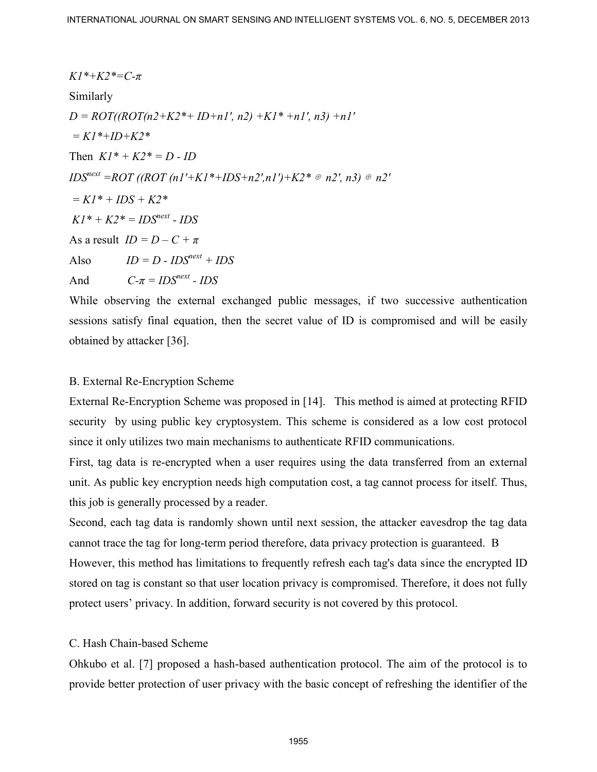$K1^*+K2^*=C-\pi$

Similarly

$D = ROT((ROT(n2+K2^*+ ID+n1', n2) +K1^* +n1', n3) +n1'$

$= K1^*+ID+K2^*$

Then $K1^* + K2^* = D - ID$

$IDS^{next} =ROT ((ROT (n1'+K1^*+IDS+n2',n1')+K2^* \oplus n2', n3) \oplus n2'$

$= K1^* + IDS + K2^*$

$K1^* + K2^* = IDS^{next} - IDS$

As a result $ID = D – C + \pi$

Also $ID = D - IDS^{next} + IDS$

And $C-\pi = IDS^{next} - IDS$

While observing the external exchanged public messages, if two successive authentication sessions satisfy final equation, then the secret value of ID is compromised and will be easily obtained by attacker [36].

## B. External Re-Encryption Scheme

External Re-Encryption Scheme was proposed in [14]. This method is aimed at protecting RFID security by using public key cryptosystem. This scheme is considered as a low cost protocol since it only utilizes two main mechanisms to authenticate RFID communications.

First, tag data is re-encrypted when a user requires using the data transferred from an external unit. As public key encryption needs high computation cost, a tag cannot process for itself. Thus, this job is generally processed by a reader.

Second, each tag data is randomly shown until next session, the attacker eavesdrop the tag data cannot trace the tag for long-term period therefore, data privacy protection is guaranteed. B

However, this method has limitations to frequently refresh each tag's data since the encrypted ID stored on tag is constant so that user location privacy is compromised. Therefore, it does not fully protect users' privacy. In addition, forward security is not covered by this protocol.

## C. Hash Chain-based Scheme

Ohkubo et al. [7] proposed a hash-based authentication protocol. The aim of the protocol is to provide better protection of user privacy with the basic concept of refreshing the identifier of the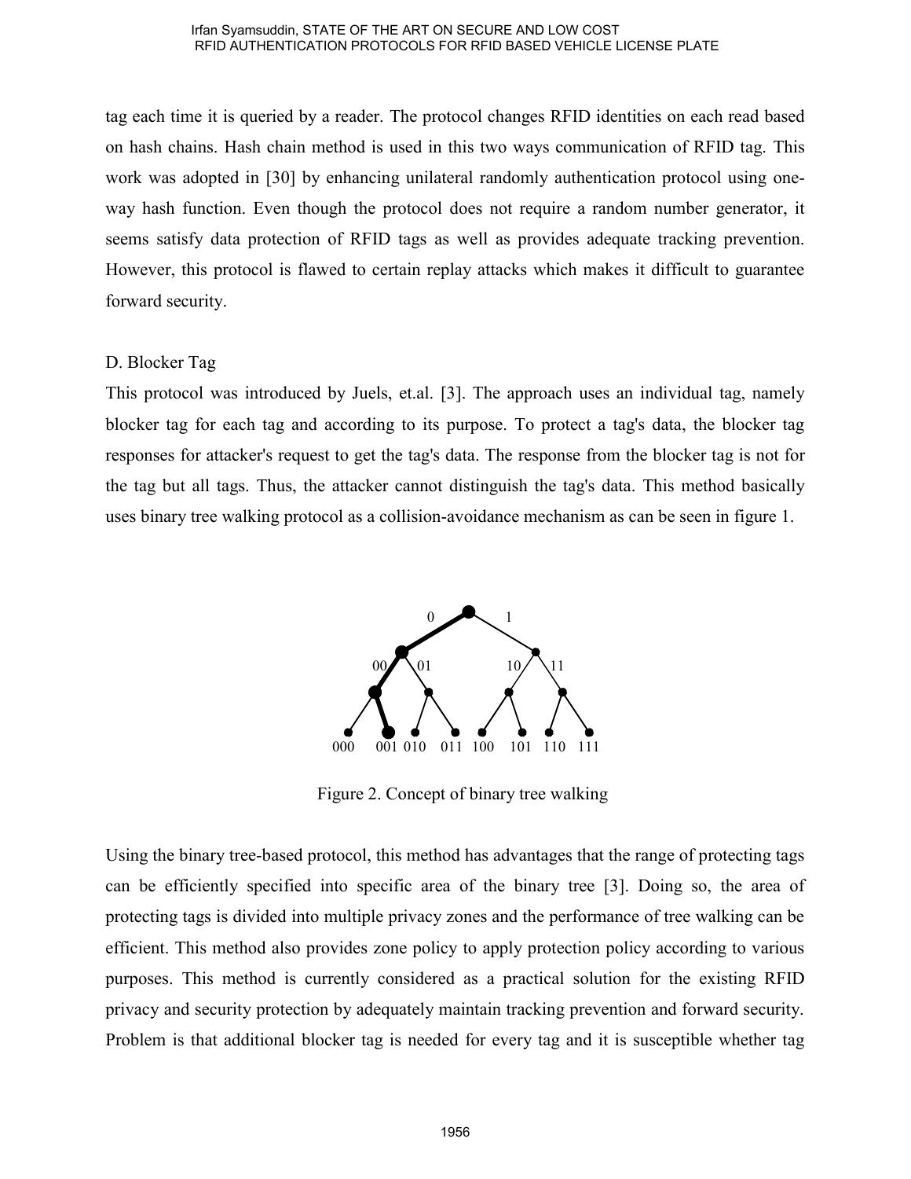tag each time it is queried by a reader. The protocol changes RFID identities on each read based on hash chains. Hash chain method is used in this two ways communication of RFID tag. This work was adopted in [30] by enhancing unilateral randomly authentication protocol using one-way hash function. Even though the protocol does not require a random number generator, it seems satisfy data protection of RFID tags as well as provides adequate tracking prevention. However, this protocol is flawed to certain replay attacks which makes it difficult to guarantee forward security.

D. Blocker Tag

This protocol was introduced by Juels, et.al. [3]. The approach uses an individual tag, namely blocker tag for each tag and according to its purpose. To protect a tag's data, the blocker tag responses for attacker's request to get the tag's data. The response from the blocker tag is not for the tag but all tags. Thus, the attacker cannot distinguish the tag's data. This method basically uses binary tree walking protocol as a collision-avoidance mechanism as can be seen in figure 1.

Figure 2. Concept of binary tree walking

Using the binary tree-based protocol, this method has advantages that the range of protecting tags can be efficiently specified into specific area of the binary tree [3]. Doing so, the area of protecting tags is divided into multiple privacy zones and the performance of tree walking can be efficient. This method also provides zone policy to apply protection policy according to various purposes. This method is currently considered as a practical solution for the existing RFID privacy and security protection by adequately maintain tracking prevention and forward security. Problem is that additional blocker tag is needed for every tag and it is susceptible whether tag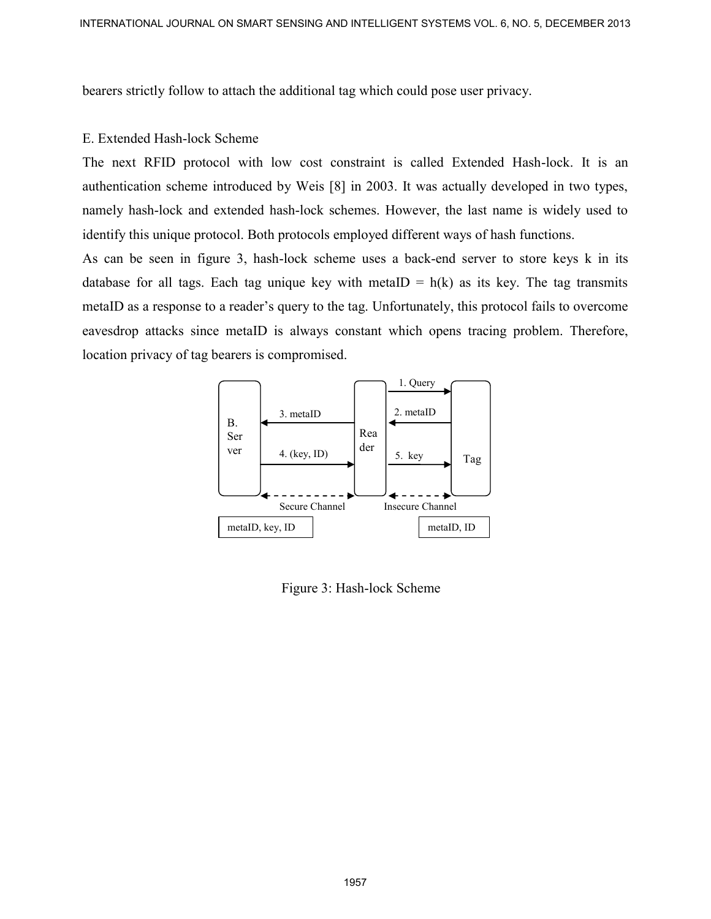bearers strictly follow to attach the additional tag which could pose user privacy.

### E. Extended Hash-lock Scheme

The next RFID protocol with low cost constraint is called Extended Hash-lock. It is an authentication scheme introduced by Weis [8] in 2003. It was actually developed in two types, namely hash-lock and extended hash-lock schemes. However, the last name is widely used to identify this unique protocol. Both protocols employed different ways of hash functions.

As can be seen in figure 3, hash-lock scheme uses a back-end server to store keys k in its database for all tags. Each tag unique key with metaID = h(k) as its key. The tag transmits metaID as a response to a reader's query to the tag. Unfortunately, this protocol fails to overcome eavesdrop attacks since metaID is always constant which opens tracing problem. Therefore, location privacy of tag bearers is compromised.

B. Server | Reader | Tag

1. Query
2. metaID
3. metaID
4. (key, ID)
5. key

Secure Channel | Insecure Channel

metaID, key, ID | metaID, ID

Figure 3: Hash-lock Scheme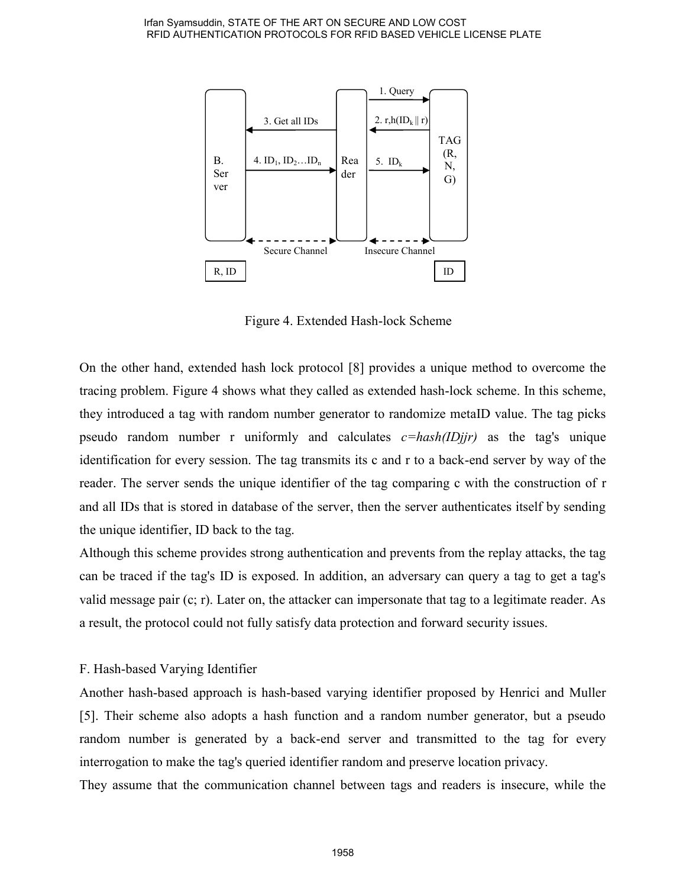Figure 4. Extended Hash-lock Scheme

On the other hand, extended hash lock protocol [8] provides a unique method to overcome the tracing problem. Figure 4 shows what they called as extended hash-lock scheme. In this scheme, they introduced a tag with random number generator to randomize metaID value. The tag picks pseudo random number r uniformly and calculates *c=hash(IDjjr)* as the tag's unique identification for every session. The tag transmits its c and r to a back-end server by way of the reader. The server sends the unique identifier of the tag comparing c with the construction of r and all IDs that is stored in database of the server, then the server authenticates itself by sending the unique identifier, ID back to the tag.

Although this scheme provides strong authentication and prevents from the replay attacks, the tag can be traced if the tag's ID is exposed. In addition, an adversary can query a tag to get a tag's valid message pair (c; r). Later on, the attacker can impersonate that tag to a legitimate reader. As a result, the protocol could not fully satisfy data protection and forward security issues.

F. Hash-based Varying Identifier

Another hash-based approach is hash-based varying identifier proposed by Henrici and Muller [5]. Their scheme also adopts a hash function and a random number generator, but a pseudo random number is generated by a back-end server and transmitted to the tag for every interrogation to make the tag's queried identifier random and preserve location privacy.

They assume that the communication channel between tags and readers is insecure, while the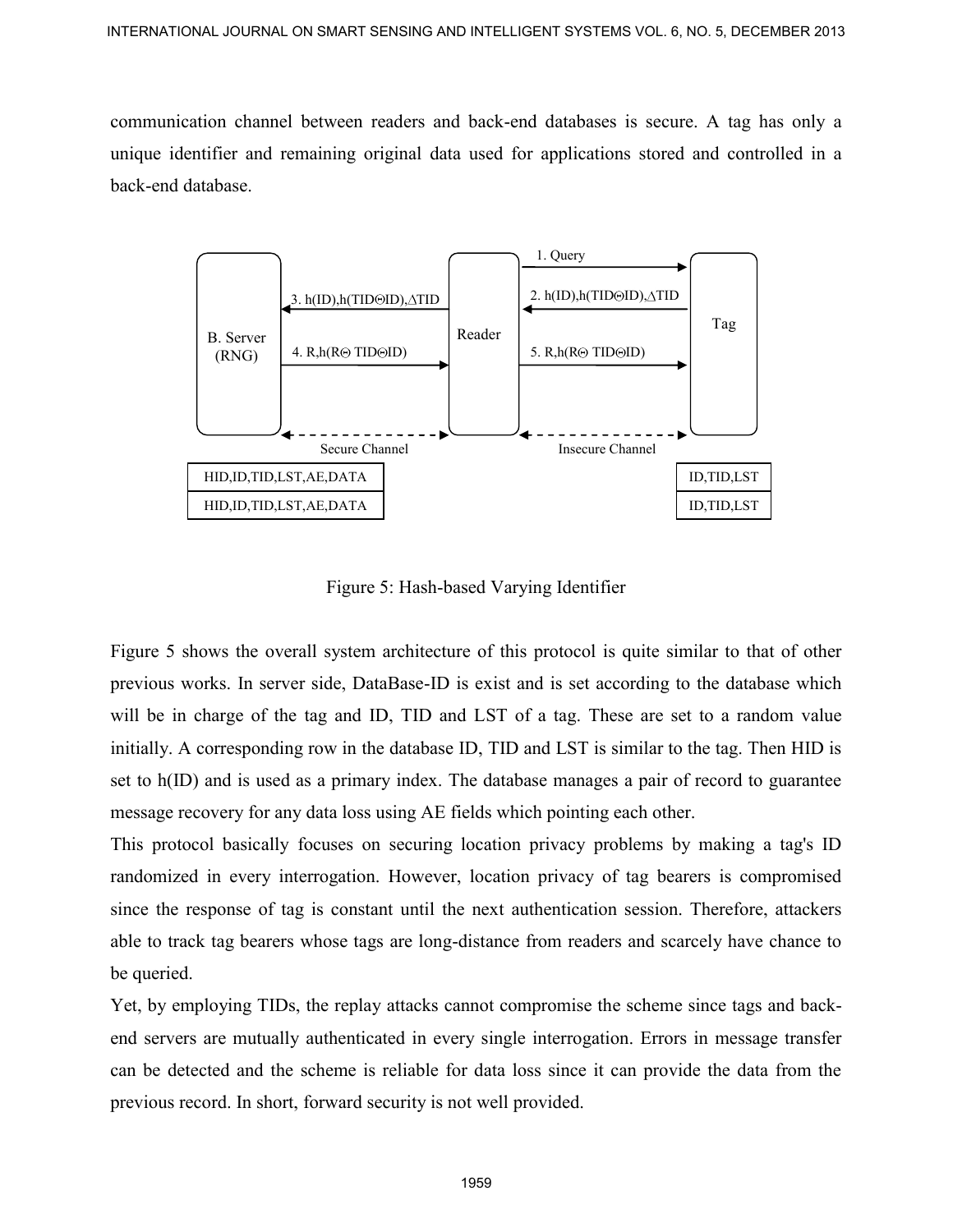communication channel between readers and back-end databases is secure. A tag has only a unique identifier and remaining original data used for applications stored and controlled in a back-end database.

Figure 5: Hash-based Varying Identifier

Figure 5 shows the overall system architecture of this protocol is quite similar to that of other previous works. In server side, DataBase-ID is exist and is set according to the database which will be in charge of the tag and ID, TID and LST of a tag. These are set to a random value initially. A corresponding row in the database ID, TID and LST is similar to the tag. Then HID is set to h(ID) and is used as a primary index. The database manages a pair of record to guarantee message recovery for any data loss using AE fields which pointing each other.

This protocol basically focuses on securing location privacy problems by making a tag's ID randomized in every interrogation. However, location privacy of tag bearers is compromised since the response of tag is constant until the next authentication session. Therefore, attackers able to track tag bearers whose tags are long-distance from readers and scarcely have chance to be queried.

Yet, by employing TIDs, the replay attacks cannot compromise the scheme since tags and back-end servers are mutually authenticated in every single interrogation. Errors in message transfer can be detected and the scheme is reliable for data loss since it can provide the data from the previous record. In short, forward security is not well provided.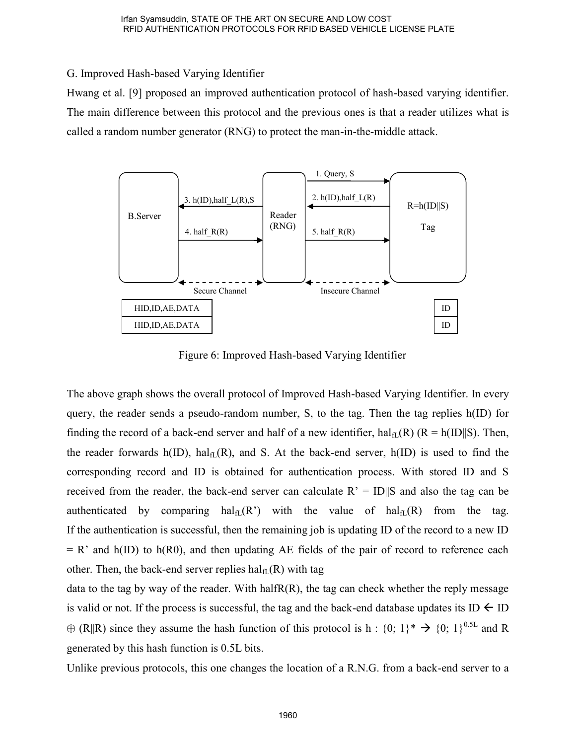G. Improved Hash-based Varying Identifier

Hwang et al. [9] proposed an improved authentication protocol of hash-based varying identifier. The main difference between this protocol and the previous ones is that a reader utilizes what is called a random number generator (RNG) to protect the man-in-the-middle attack.

Figure 6: Improved Hash-based Varying Identifier

The above graph shows the overall protocol of Improved Hash-based Varying Identifier. In every query, the reader sends a pseudo-random number, S, to the tag. Then the tag replies h(ID) for finding the record of a back-end server and half of a new identifier, $hal_{fL}(R)$ (R = h(ID||S). Then, the reader forwards h(ID), $hal_{fL}(R)$, and S. At the back-end server, h(ID) is used to find the corresponding record and ID is obtained for authentication process. With stored ID and S received from the reader, the back-end server can calculate R' = ID||S and also the tag can be authenticated by comparing $hal_{fL}(R')$ with the value of $hal_{fL}(R)$ from the tag. If the authentication is successful, then the remaining job is updating ID of the record to a new ID = R' and h(ID) to h(R0), and then updating AE fields of the pair of record to reference each other. Then, the back-end server replies $hal_{fL}(R)$ with tag

data to the tag by way of the reader. With halfR(R), the tag can check whether the reply message is valid or not. If the process is successful, the tag and the back-end database updates its ID $\leftarrow$ ID $\oplus$ (R||R) since they assume the hash function of this protocol is h : $\{0; 1\}^* \rightarrow \{0; 1\}^{0.5L}$ and R generated by this hash function is 0.5L bits.

Unlike previous protocols, this one changes the location of a R.N.G. from a back-end server to a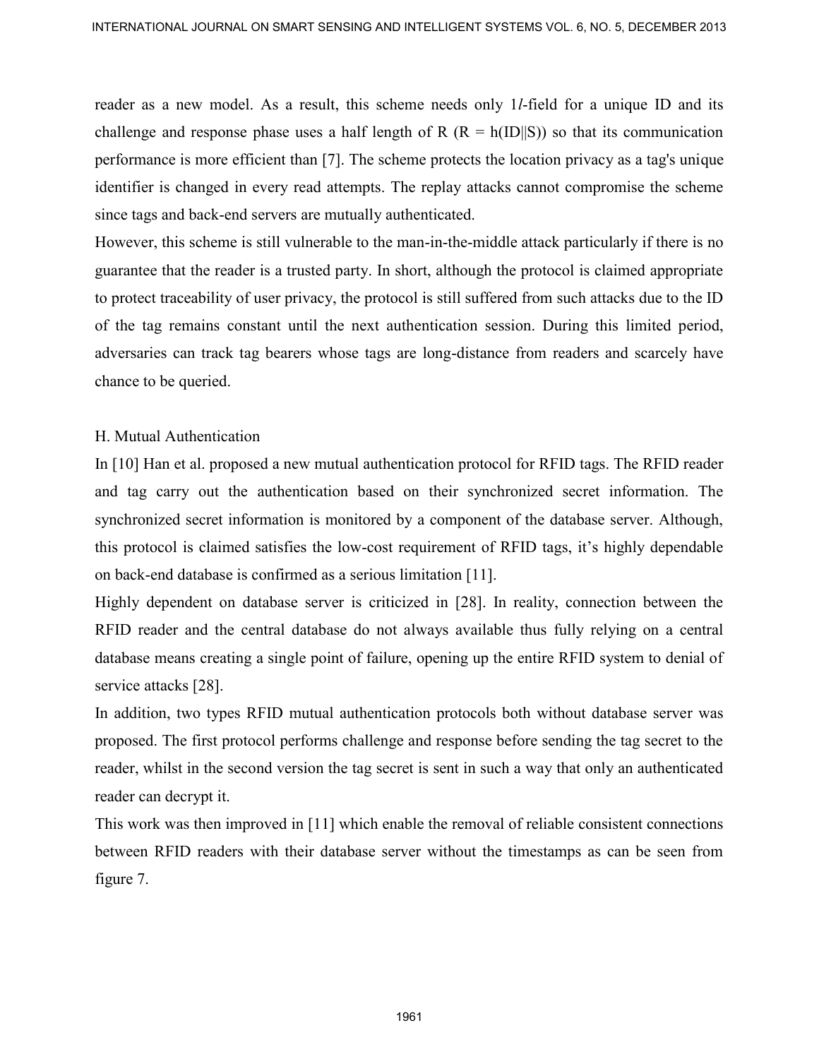reader as a new model. As a result, this scheme needs only 1*l*-field for a unique ID and its challenge and response phase uses a half length of R ($R = h(ID||S)$) so that its communication performance is more efficient than [7]. The scheme protects the location privacy as a tag's unique identifier is changed in every read attempts. The replay attacks cannot compromise the scheme since tags and back-end servers are mutually authenticated.

However, this scheme is still vulnerable to the man-in-the-middle attack particularly if there is no guarantee that the reader is a trusted party. In short, although the protocol is claimed appropriate to protect traceability of user privacy, the protocol is still suffered from such attacks due to the ID of the tag remains constant until the next authentication session. During this limited period, adversaries can track tag bearers whose tags are long-distance from readers and scarcely have chance to be queried.

H. Mutual Authentication

In [10] Han et al. proposed a new mutual authentication protocol for RFID tags. The RFID reader and tag carry out the authentication based on their synchronized secret information. The synchronized secret information is monitored by a component of the database server. Although, this protocol is claimed satisfies the low-cost requirement of RFID tags, it's highly dependable on back-end database is confirmed as a serious limitation [11].

Highly dependent on database server is criticized in [28]. In reality, connection between the RFID reader and the central database do not always available thus fully relying on a central database means creating a single point of failure, opening up the entire RFID system to denial of service attacks [28].

In addition, two types RFID mutual authentication protocols both without database server was proposed. The first protocol performs challenge and response before sending the tag secret to the reader, whilst in the second version the tag secret is sent in such a way that only an authenticated reader can decrypt it.

This work was then improved in [11] which enable the removal of reliable consistent connections between RFID readers with their database server without the timestamps as can be seen from figure 7.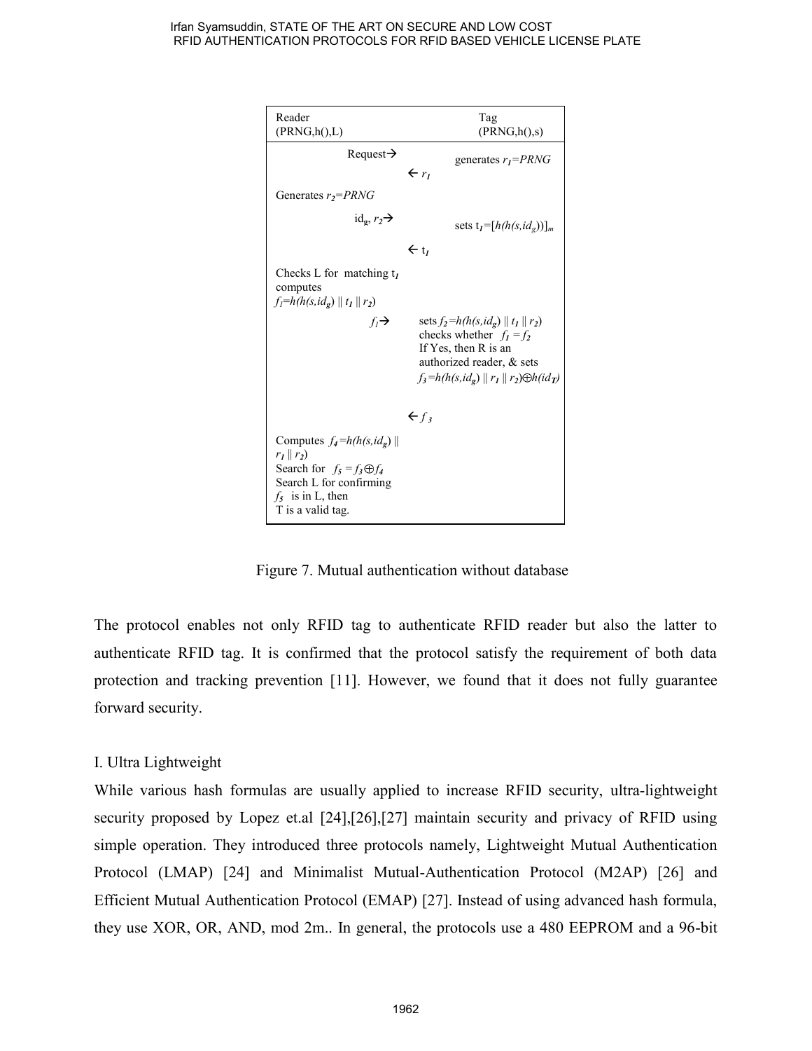| Reader (PRNG,h(),L) | | Tag (PRNG,h(),s) |
|---|---|---|
| Request→ | | generates $r_1$=PRNG |
| | ← $r_1$ | |
| Generates $r_2$=PRNG | | |
| $id_g$, $r_2$→ | | sets $t_1=[h(h(s,id_g))]_m$ |
| | ← $t_1$ | |
| Checks L for matching $t_1$ computes $f_1=h(h(s,id_g) \| t_1 \| r_2)$ | | |
| $f_1$→ | | sets $f_2=h(h(s,id_g) \| t_1 \| r_2)$ checks whether $f_1 = f_2$ If Yes, then R is an authorized reader, & sets $f_3=h(h(s,id_g) \| r_1 \| r_2) \oplus h(id_T)$ |
| | ← $f_3$ | |
| Computes $f_4=h(h(s,id_g) \| r_1 \| r_2)$ Search for $f_5 = f_3 \oplus f_4$ Search L for confirming $f_5$ is in L, then T is a valid tag. | | |

Figure 7. Mutual authentication without database

The protocol enables not only RFID tag to authenticate RFID reader but also the latter to authenticate RFID tag. It is confirmed that the protocol satisfy the requirement of both data protection and tracking prevention [11]. However, we found that it does not fully guarantee forward security.

I. Ultra Lightweight

While various hash formulas are usually applied to increase RFID security, ultra-lightweight security proposed by Lopez et.al [24],[26],[27] maintain security and privacy of RFID using simple operation. They introduced three protocols namely, Lightweight Mutual Authentication Protocol (LMAP) [24] and Minimalist Mutual-Authentication Protocol (M2AP) [26] and Efficient Mutual Authentication Protocol (EMAP) [27]. Instead of using advanced hash formula, they use XOR, OR, AND, mod 2m.. In general, the protocols use a 480 EEPROM and a 96-bit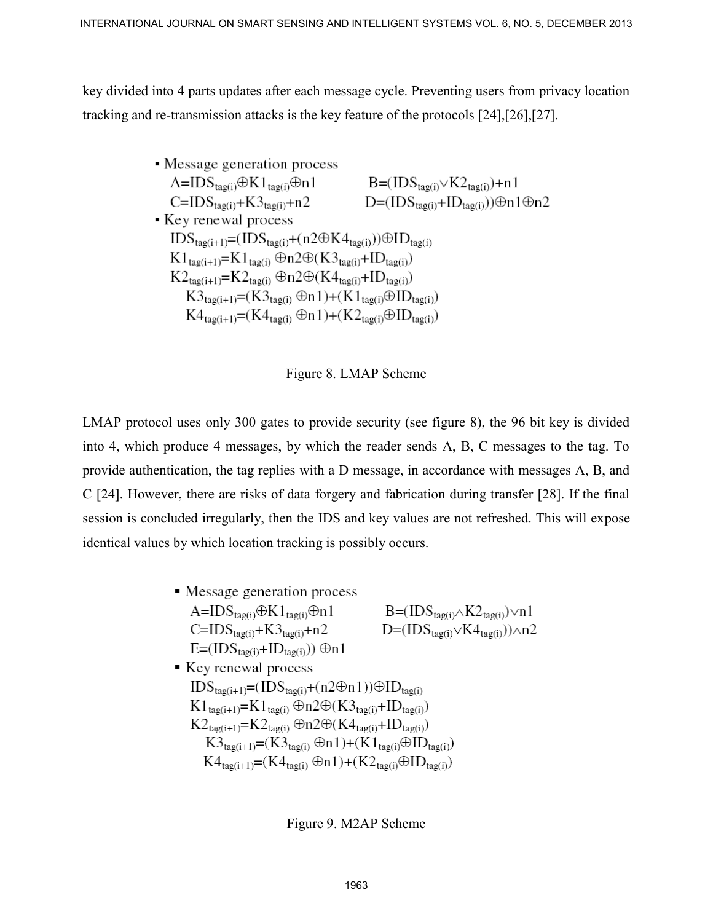key divided into 4 parts updates after each message cycle. Preventing users from privacy location tracking and re-transmission attacks is the key feature of the protocols [24],[26],[27].

- Message generation process

$$A=IDS_{tag(i)} \oplus K1_{tag(i)} \oplus n1 \qquad B=(IDS_{tag(i)} \vee K2_{tag(i)})+n1$$

$$C=IDS_{tag(i)}+K3_{tag(i)}+n2 \qquad D=(IDS_{tag(i)}+ID_{tag(i)})) \oplus n1 \oplus n2$$

- Key renewal process

$$IDS_{tag(i+1)}=(IDS_{tag(i)}+(n2 \oplus K4_{tag(i)})) \oplus ID_{tag(i)}$$

$$K1_{tag(i+1)}=K1_{tag(i)} \oplus n2 \oplus (K3_{tag(i)}+ID_{tag(i)})$$

$$K2_{tag(i+1)}=K2_{tag(i)} \oplus n2 \oplus (K4_{tag(i)}+ID_{tag(i)})$$

$$K3_{tag(i+1)}=(K3_{tag(i)} \oplus n1)+(K1_{tag(i)} \oplus ID_{tag(i)})$$

$$K4_{tag(i+1)}=(K4_{tag(i)} \oplus n1)+(K2_{tag(i)} \oplus ID_{tag(i)})$$

Figure 8. LMAP Scheme

LMAP protocol uses only 300 gates to provide security (see figure 8), the 96 bit key is divided into 4, which produce 4 messages, by which the reader sends A, B, C messages to the tag. To provide authentication, the tag replies with a D message, in accordance with messages A, B, and C [24]. However, there are risks of data forgery and fabrication during transfer [28]. If the final session is concluded irregularly, then the IDS and key values are not refreshed. This will expose identical values by which location tracking is possibly occurs.

- Message generation process

$$A=IDS_{tag(i)} \oplus K1_{tag(i)} \oplus n1 \qquad B=(IDS_{tag(i)} \wedge K2_{tag(i)}) \vee n1$$

$$C=IDS_{tag(i)}+K3_{tag(i)}+n2 \qquad D=(IDS_{tag(i)} \vee K4_{tag(i)})) \wedge n2$$

$$E=(IDS_{tag(i)}+ID_{tag(i)})) \oplus n1$$

- Key renewal process

$$IDS_{tag(i+1)}=(IDS_{tag(i)}+(n2 \oplus n1)) \oplus ID_{tag(i)}$$

$$K1_{tag(i+1)}=K1_{tag(i)} \oplus n2 \oplus (K3_{tag(i)}+ID_{tag(i)})$$

$$K2_{tag(i+1)}=K2_{tag(i)} \oplus n2 \oplus (K4_{tag(i)}+ID_{tag(i)})$$

$$K3_{tag(i+1)}=(K3_{tag(i)} \oplus n1)+(K1_{tag(i)} \oplus ID_{tag(i)})$$

$$K4_{tag(i+1)}=(K4_{tag(i)} \oplus n1)+(K2_{tag(i)} \oplus ID_{tag(i)})$$

Figure 9. M2AP Scheme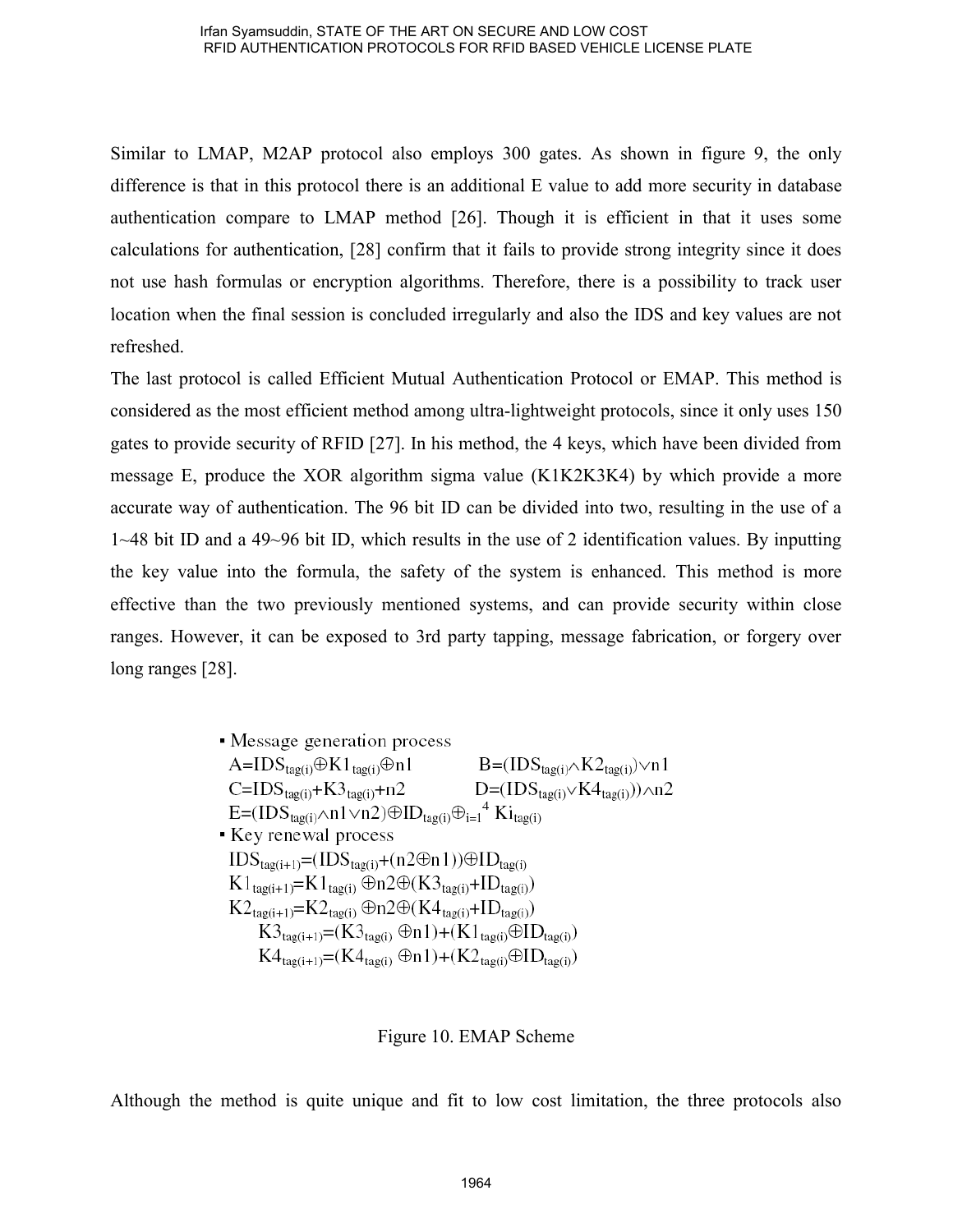Similar to LMAP, M2AP protocol also employs 300 gates. As shown in figure 9, the only difference is that in this protocol there is an additional E value to add more security in database authentication compare to LMAP method [26]. Though it is efficient in that it uses some calculations for authentication, [28] confirm that it fails to provide strong integrity since it does not use hash formulas or encryption algorithms. Therefore, there is a possibility to track user location when the final session is concluded irregularly and also the IDS and key values are not refreshed.

The last protocol is called Efficient Mutual Authentication Protocol or EMAP. This method is considered as the most efficient method among ultra-lightweight protocols, since it only uses 150 gates to provide security of RFID [27]. In his method, the 4 keys, which have been divided from message E, produce the XOR algorithm sigma value (K1K2K3K4) by which provide a more accurate way of authentication. The 96 bit ID can be divided into two, resulting in the use of a 1~48 bit ID and a 49~96 bit ID, which results in the use of 2 identification values. By inputting the key value into the formula, the safety of the system is enhanced. This method is more effective than the two previously mentioned systems, and can provide security within close ranges. However, it can be exposed to 3rd party tapping, message fabrication, or forgery over long ranges [28].

- Message generation process

$A = IDS_{tag(i)} \oplus K1_{tag(i)} \oplus n1$ $\quad B = (IDS_{tag(i)} \wedge K2_{tag(i)}) \vee n1$

$C = IDS_{tag(i)} + K3_{tag(i)} + n2$ $\quad D = (IDS_{tag(i)} \vee K4_{tag(i)})) \wedge n2$

$E = (IDS_{tag(i)} \wedge n1 \vee n2) \oplus ID_{tag(i)} \oplus_{i=1}^{4} Ki_{tag(i)}$

- Key renewal process

$IDS_{tag(i+1)} = (IDS_{tag(i)} + (n2 \oplus n1)) \oplus ID_{tag(i)}$

$K1_{tag(i+1)} = K1_{tag(i)} \oplus n2 \oplus (K3_{tag(i)} + ID_{tag(i)})$

$K2_{tag(i+1)} = K2_{tag(i)} \oplus n2 \oplus (K4_{tag(i)} + ID_{tag(i)})$

$K3_{tag(i+1)} = (K3_{tag(i)} \oplus n1) + (K1_{tag(i)} \oplus ID_{tag(i)})$

$K4_{tag(i+1)} = (K4_{tag(i)} \oplus n1) + (K2_{tag(i)} \oplus ID_{tag(i)})$

Figure 10. EMAP Scheme

Although the method is quite unique and fit to low cost limitation, the three protocols also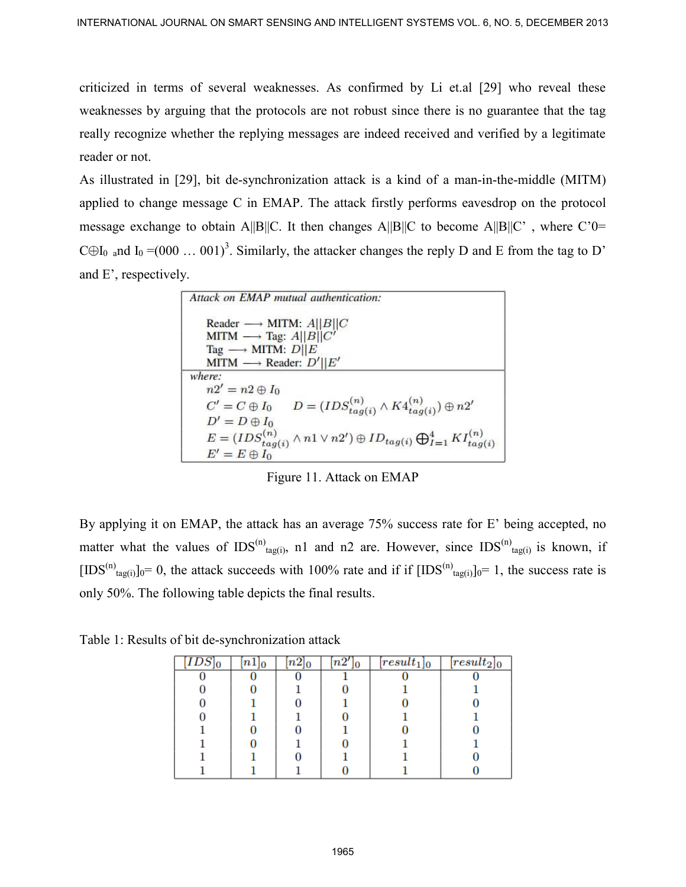criticized in terms of several weaknesses. As confirmed by Li et.al [29] who reveal these weaknesses by arguing that the protocols are not robust since there is no guarantee that the tag really recognize whether the replying messages are indeed received and verified by a legitimate reader or not.

As illustrated in [29], bit de-synchronization attack is a kind of a man-in-the-middle (MITM) applied to change message C in EMAP. The attack firstly performs eavesdrop on the protocol message exchange to obtain A||B||C. It then changes A||B||C to become A||B||C' , where C'0= $C \oplus I_0$ and $I_0$ =(000 … 001)[3]. Similarly, the attacker changes the reply D and E from the tag to D' and E', respectively.

| *Attack on EMAP mutual authentication:* |
|---|
| Reader $\longrightarrow$ MITM: $A\|\|B\|\|C$ <br> MITM $\longrightarrow$ Tag: $A\|\|B\|\|C'$ <br> Tag $\longrightarrow$ MITM: $D\|\|E$ <br> MITM $\longrightarrow$ Reader: $D'\|\|E'$ |
| *where:* <br> $n2' = n2 \oplus I_0$ <br> $C' = C \oplus I_0 \quad D = (IDS^{(n)}_{tag(i)} \wedge K4^{(n)}_{tag(i)}) \oplus n2'$ <br> $D' = D \oplus I_0$ <br> $E = (IDS^{(n)}_{tag(i)} \wedge n1 \vee n2') \oplus ID_{tag(i)} \bigoplus_{I=1}^{4} KI^{(n)}_{tag(i)}$ <br> $E' = E \oplus I_0$ |

Figure 11. Attack on EMAP

By applying it on EMAP, the attack has an average 75% success rate for E' being accepted, no matter what the values of $IDS^{(n)}_{tag(i)}$, n1 and n2 are. However, since $IDS^{(n)}_{tag(i)}$ is known, if $[IDS^{(n)}_{tag(i)}]_0 = 0$, the attack succeeds with 100% rate and if if $[IDS^{(n)}_{tag(i)}]_0 = 1$, the success rate is only 50%. The following table depicts the final results.

Table 1: Results of bit de-synchronization attack

| $[IDS]_0$ | $[n1]_0$ | $[n2]_0$ | $[n2']_0$ | $[result_1]_0$ | $[result_2]_0$ |
|---|---|---|---|---|---|
| 0 | 0 | 0 | 1 | 0 | 0 |
| 0 | 0 | 1 | 0 | 1 | 1 |
| 0 | 1 | 0 | 1 | 0 | 0 |
| 0 | 1 | 1 | 0 | 1 | 1 |
| 1 | 0 | 0 | 1 | 0 | 0 |
| 1 | 0 | 1 | 0 | 1 | 1 |
| 1 | 1 | 0 | 1 | 1 | 0 |
| 1 | 1 | 1 | 0 | 1 | 0 |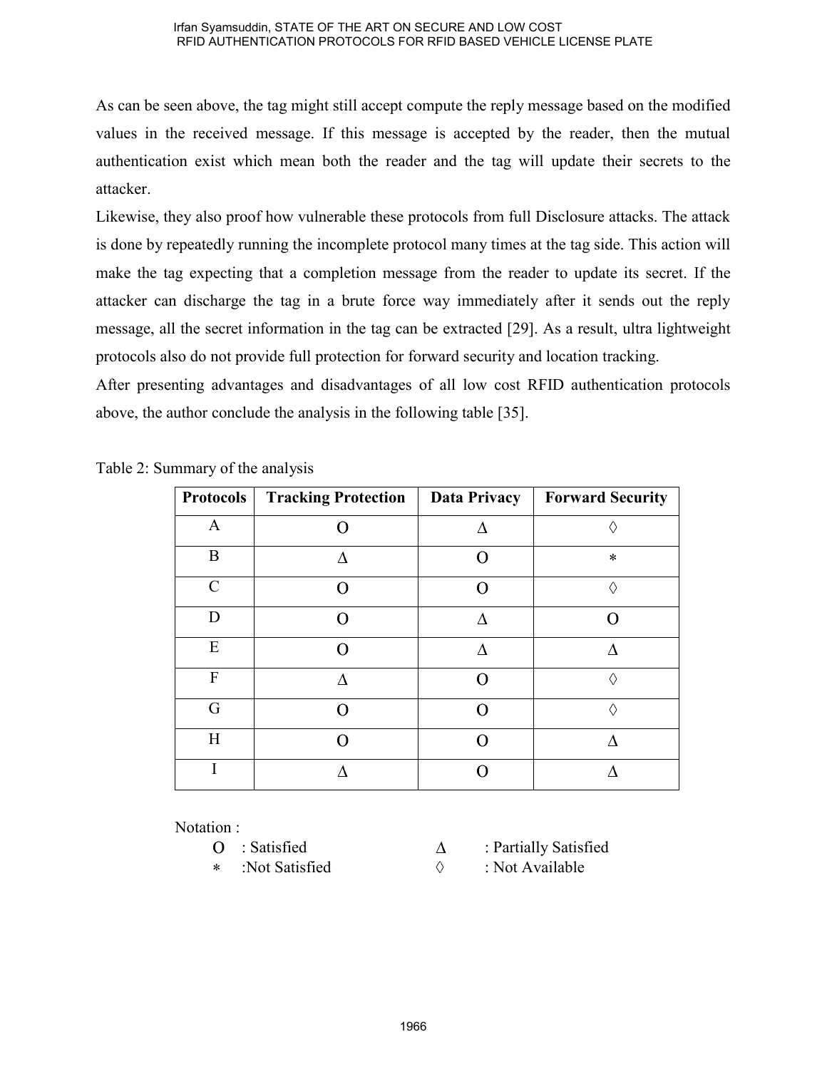As can be seen above, the tag might still accept compute the reply message based on the modified values in the received message. If this message is accepted by the reader, then the mutual authentication exist which mean both the reader and the tag will update their secrets to the attacker.

Likewise, they also proof how vulnerable these protocols from full Disclosure attacks. The attack is done by repeatedly running the incomplete protocol many times at the tag side. This action will make the tag expecting that a completion message from the reader to update its secret. If the attacker can discharge the tag in a brute force way immediately after it sends out the reply message, all the secret information in the tag can be extracted [29]. As a result, ultra lightweight protocols also do not provide full protection for forward security and location tracking.

After presenting advantages and disadvantages of all low cost RFID authentication protocols above, the author conclude the analysis in the following table [35].

Table 2: Summary of the analysis

| Protocols | Tracking Protection | Data Privacy | Forward Security |
| --- | --- | --- | --- |
| A | O | Δ | ◊ |
| B | Δ | O | * |
| C | O | O | ◊ |
| D | O | Δ | O |
| E | O | Δ | Δ |
| F | Δ | O | ◊ |
| G | O | O | ◊ |
| H | O | O | Δ |
| I | Δ | O | Δ |

Notation :

O : Satisfied    Δ : Partially Satisfied

* :Not Satisfied    ◊ : Not Available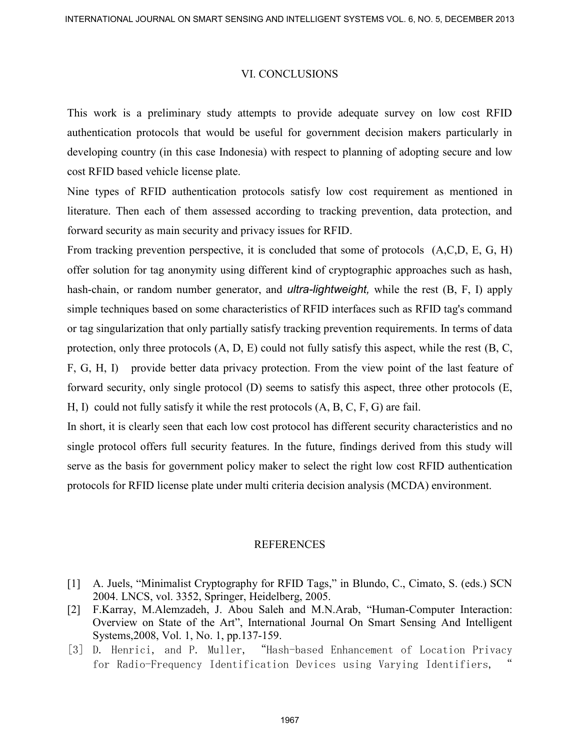## VI. CONCLUSIONS

This work is a preliminary study attempts to provide adequate survey on low cost RFID authentication protocols that would be useful for government decision makers particularly in developing country (in this case Indonesia) with respect to planning of adopting secure and low cost RFID based vehicle license plate.

Nine types of RFID authentication protocols satisfy low cost requirement as mentioned in literature. Then each of them assessed according to tracking prevention, data protection, and forward security as main security and privacy issues for RFID.

From tracking prevention perspective, it is concluded that some of protocols (A,C,D, E, G, H) offer solution for tag anonymity using different kind of cryptographic approaches such as hash, hash-chain, or random number generator, and *ultra-lightweight,* while the rest (B, F, I) apply simple techniques based on some characteristics of RFID interfaces such as RFID tag's command or tag singularization that only partially satisfy tracking prevention requirements. In terms of data protection, only three protocols (A, D, E) could not fully satisfy this aspect, while the rest (B, C, F, G, H, I) provide better data privacy protection. From the view point of the last feature of forward security, only single protocol (D) seems to satisfy this aspect, three other protocols (E, H, I) could not fully satisfy it while the rest protocols (A, B, C, F, G) are fail.

In short, it is clearly seen that each low cost protocol has different security characteristics and no single protocol offers full security features. In the future, findings derived from this study will serve as the basis for government policy maker to select the right low cost RFID authentication protocols for RFID license plate under multi criteria decision analysis (MCDA) environment.

## REFERENCES

[1] A. Juels, "Minimalist Cryptography for RFID Tags," in Blundo, C., Cimato, S. (eds.) SCN 2004. LNCS, vol. 3352, Springer, Heidelberg, 2005.

[2] F.Karray, M.Alemzadeh, J. Abou Saleh and M.N.Arab, "Human-Computer Interaction: Overview on State of the Art", International Journal On Smart Sensing And Intelligent Systems,2008, Vol. 1, No. 1, pp.137-159.

[3] D. Henrici, and P. Muller, "Hash-based Enhancement of Location Privacy for Radio-Frequency Identification Devices using Varying Identifiers, "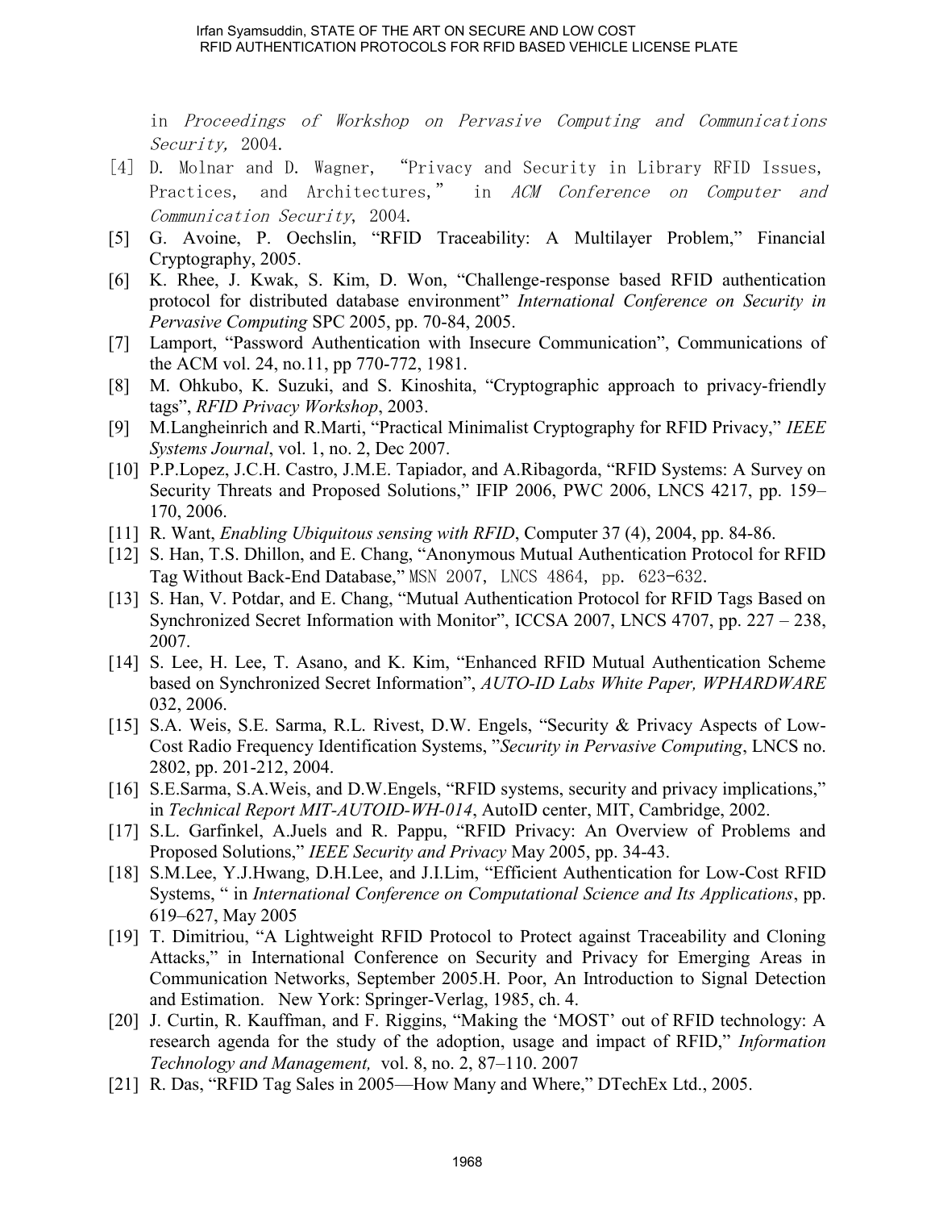in *Proceedings of Workshop on Pervasive Computing and Communications Security,* 2004.

[4] D. Molnar and D. Wagner, "Privacy and Security in Library RFID Issues, Practices, and Architectures," in *ACM Conference on Computer and Communication Security*, 2004.

[5] G. Avoine, P. Oechslin, "RFID Traceability: A Multilayer Problem," Financial Cryptography, 2005.

[6] K. Rhee, J. Kwak, S. Kim, D. Won, "Challenge-response based RFID authentication protocol for distributed database environment" *International Conference on Security in Pervasive Computing* SPC 2005, pp. 70-84, 2005.

[7] Lamport, "Password Authentication with Insecure Communication", Communications of the ACM vol. 24, no.11, pp 770-772, 1981.

[8] M. Ohkubo, K. Suzuki, and S. Kinoshita, "Cryptographic approach to privacy-friendly tags", *RFID Privacy Workshop*, 2003.

[9] M.Langheinrich and R.Marti, "Practical Minimalist Cryptography for RFID Privacy," *IEEE Systems Journal*, vol. 1, no. 2, Dec 2007.

[10] P.P.Lopez, J.C.H. Castro, J.M.E. Tapiador, and A.Ribagorda, "RFID Systems: A Survey on Security Threats and Proposed Solutions," IFIP 2006, PWC 2006, LNCS 4217, pp. 159–170, 2006.

[11] R. Want, *Enabling Ubiquitous sensing with RFID*, Computer 37 (4), 2004, pp. 84-86.

[12] S. Han, T.S. Dhillon, and E. Chang, "Anonymous Mutual Authentication Protocol for RFID Tag Without Back-End Database," MSN 2007, LNCS 4864, pp. 623-632.

[13] S. Han, V. Potdar, and E. Chang, "Mutual Authentication Protocol for RFID Tags Based on Synchronized Secret Information with Monitor", ICCSA 2007, LNCS 4707, pp. 227 – 238, 2007.

[14] S. Lee, H. Lee, T. Asano, and K. Kim, "Enhanced RFID Mutual Authentication Scheme based on Synchronized Secret Information", *AUTO-ID Labs White Paper, WPHARDWARE* 032, 2006.

[15] S.A. Weis, S.E. Sarma, R.L. Rivest, D.W. Engels, "Security & Privacy Aspects of Low-Cost Radio Frequency Identification Systems, "*Security in Pervasive Computing*, LNCS no. 2802, pp. 201-212, 2004.

[16] S.E.Sarma, S.A.Weis, and D.W.Engels, "RFID systems, security and privacy implications," in *Technical Report MIT-AUTOID-WH-014*, AutoID center, MIT, Cambridge, 2002.

[17] S.L. Garfinkel, A.Juels and R. Pappu, "RFID Privacy: An Overview of Problems and Proposed Solutions," *IEEE Security and Privacy* May 2005, pp. 34-43.

[18] S.M.Lee, Y.J.Hwang, D.H.Lee, and J.I.Lim, "Efficient Authentication for Low-Cost RFID Systems, " in *International Conference on Computational Science and Its Applications*, pp. 619–627, May 2005

[19] T. Dimitriou, "A Lightweight RFID Protocol to Protect against Traceability and Cloning Attacks," in International Conference on Security and Privacy for Emerging Areas in Communication Networks, September 2005.H. Poor, An Introduction to Signal Detection and Estimation. New York: Springer-Verlag, 1985, ch. 4.

[20] J. Curtin, R. Kauffman, and F. Riggins, "Making the 'MOST' out of RFID technology: A research agenda for the study of the adoption, usage and impact of RFID," *Information Technology and Management,* vol. 8, no. 2, 87–110. 2007

[21] R. Das, "RFID Tag Sales in 2005—How Many and Where," DTechEx Ltd., 2005.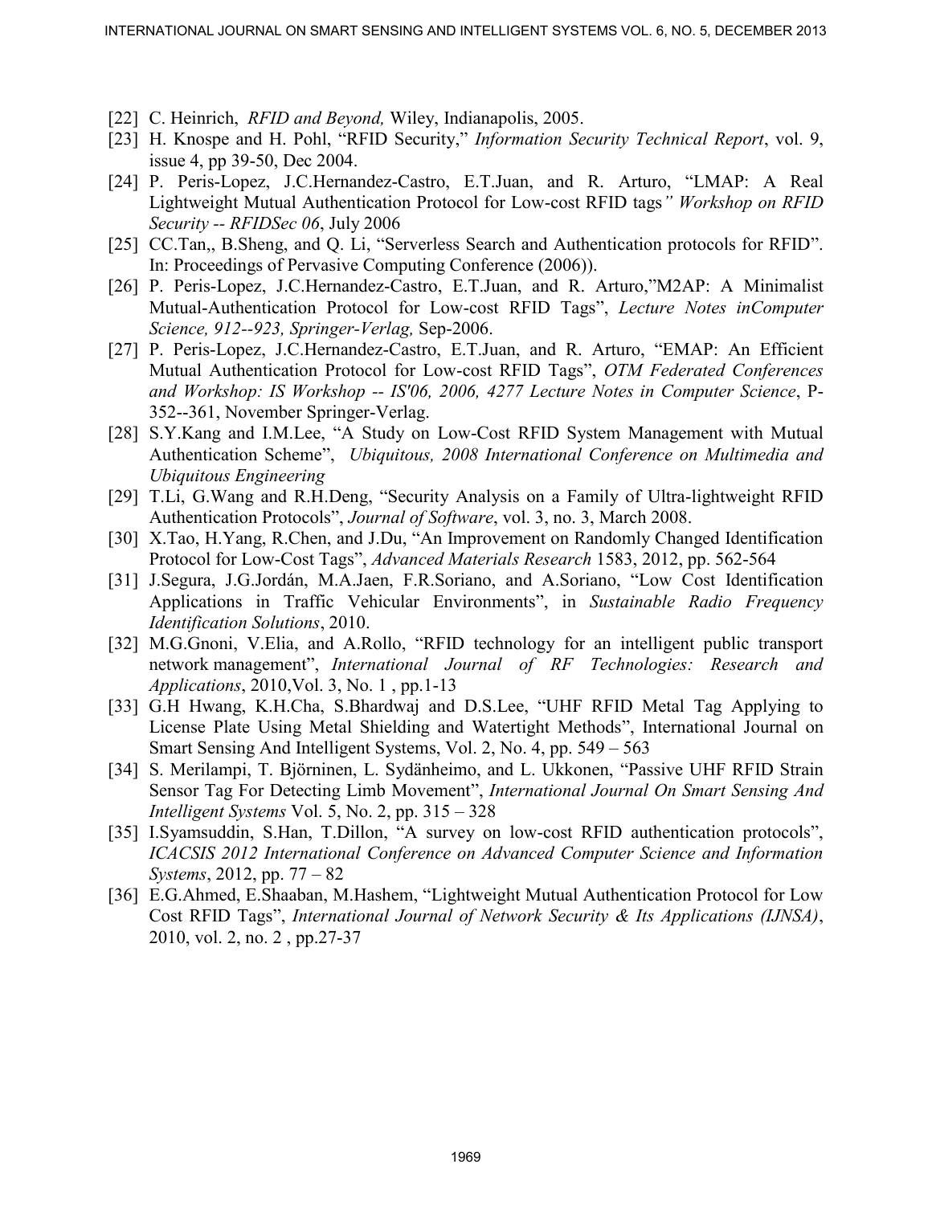[22] C. Heinrich, *RFID and Beyond,* Wiley, Indianapolis, 2005.

[23] H. Knospe and H. Pohl, "RFID Security," *Information Security Technical Report*, vol. 9, issue 4, pp 39-50, Dec 2004.

[24] P. Peris-Lopez, J.C.Hernandez-Castro, E.T.Juan, and R. Arturo, "LMAP: A Real Lightweight Mutual Authentication Protocol for Low-cost RFID tags*" Workshop on RFID Security -- RFIDSec 06*, July 2006

[25] CC.Tan,, B.Sheng, and Q. Li, "Serverless Search and Authentication protocols for RFID". In: Proceedings of Pervasive Computing Conference (2006)).

[26] P. Peris-Lopez, J.C.Hernandez-Castro, E.T.Juan, and R. Arturo,"M2AP: A Minimalist Mutual-Authentication Protocol for Low-cost RFID Tags", *Lecture Notes inComputer Science, 912--923, Springer-Verlag,* Sep-2006.

[27] P. Peris-Lopez, J.C.Hernandez-Castro, E.T.Juan, and R. Arturo, "EMAP: An Efficient Mutual Authentication Protocol for Low-cost RFID Tags", *OTM Federated Conferences and Workshop: IS Workshop -- IS'06, 2006, 4277 Lecture Notes in Computer Science*, P-352--361, November Springer-Verlag.

[28] S.Y.Kang and I.M.Lee, "A Study on Low-Cost RFID System Management with Mutual Authentication Scheme", *Ubiquitous, 2008 International Conference on Multimedia and Ubiquitous Engineering*

[29] T.Li, G.Wang and R.H.Deng, "Security Analysis on a Family of Ultra-lightweight RFID Authentication Protocols", *Journal of Software*, vol. 3, no. 3, March 2008.

[30] X.Tao, H.Yang, R.Chen, and J.Du, "An Improvement on Randomly Changed Identification Protocol for Low-Cost Tags", *Advanced Materials Research* 1583, 2012, pp. 562-564

[31] J.Segura, J.G.Jordán, M.A.Jaen, F.R.Soriano, and A.Soriano, "Low Cost Identification Applications in Traffic Vehicular Environments", in *Sustainable Radio Frequency Identification Solutions*, 2010.

[32] M.G.Gnoni, V.Elia, and A.Rollo, "RFID technology for an intelligent public transport network management", *International Journal of RF Technologies: Research and Applications*, 2010,Vol. 3, No. 1 , pp.1-13

[33] G.H Hwang, K.H.Cha, S.Bhardwaj and D.S.Lee, "UHF RFID Metal Tag Applying to License Plate Using Metal Shielding and Watertight Methods", International Journal on Smart Sensing And Intelligent Systems, Vol. 2, No. 4, pp. 549 – 563

[34] S. Merilampi, T. Björninen, L. Sydänheimo, and L. Ukkonen, "Passive UHF RFID Strain Sensor Tag For Detecting Limb Movement", *International Journal On Smart Sensing And Intelligent Systems* Vol. 5, No. 2, pp. 315 – 328

[35] I.Syamsuddin, S.Han, T.Dillon, "A survey on low-cost RFID authentication protocols", *ICACSIS 2012 International Conference on Advanced Computer Science and Information Systems*, 2012, pp. 77 – 82

[36] E.G.Ahmed, E.Shaaban, M.Hashem, "Lightweight Mutual Authentication Protocol for Low Cost RFID Tags", *International Journal of Network Security & Its Applications (IJNSA)*, 2010, vol. 2, no. 2 , pp.27-37